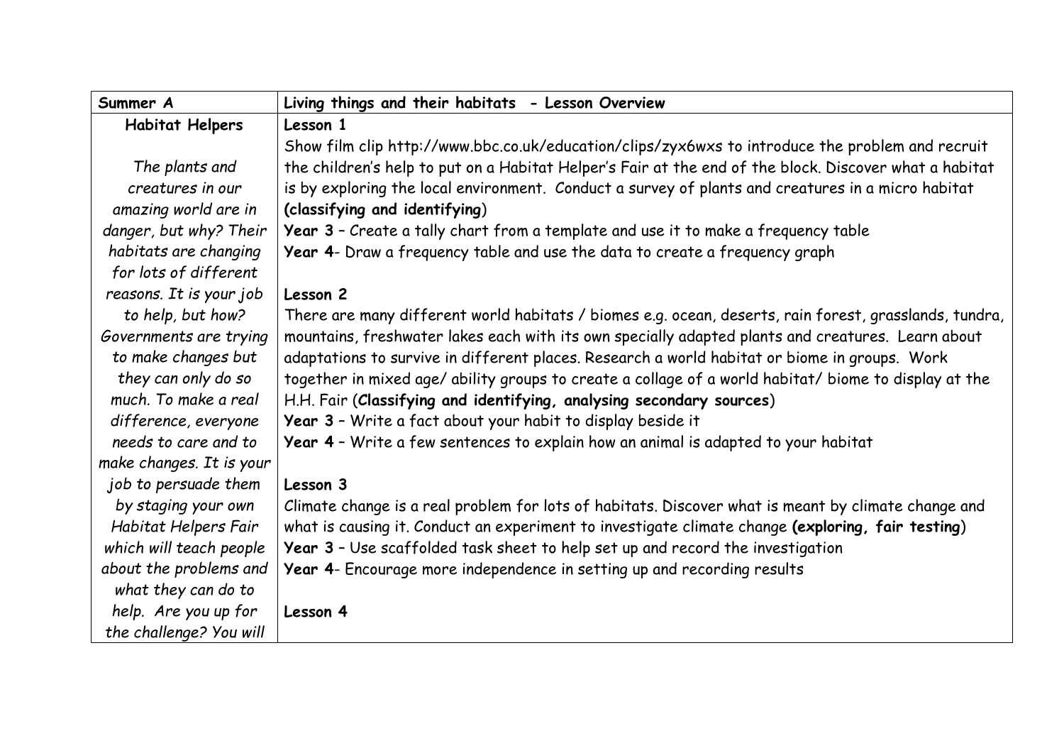| Summer A | Living things and their habitats - Lesson Overview |
|---|---|
| **Habitat Helpers**<br><br>*The plants and creatures in our amazing world are in danger, but why? Their habitats are changing for lots of different reasons. It is your job to help, but how? Governments are trying to make changes but they can only do so much. To make a real difference, everyone needs to care and to make changes. It is your job to persuade them by staging your own Habitat Helpers Fair which will teach people about the problems and what they can do to help. Are you up for the challenge? You will* | **Lesson 1**<br>Show film clip http://www.bbc.co.uk/education/clips/zyx6wxs to introduce the problem and recruit the children's help to put on a Habitat Helper's Fair at the end of the block. Discover what a habitat is by exploring the local environment. Conduct a survey of plants and creatures in a micro habitat **(classifying and identifying**)<br>**Year 3** – Create a tally chart from a template and use it to make a frequency table<br>**Year 4**- Draw a frequency table and use the data to create a frequency graph<br><br>**Lesson 2**<br>There are many different world habitats / biomes e.g. ocean, deserts, rain forest, grasslands, tundra, mountains, freshwater lakes each with its own specially adapted plants and creatures. Learn about adaptations to survive in different places. Research a world habitat or biome in groups. Work together in mixed age/ ability groups to create a collage of a world habitat/ biome to display at the H.H. Fair (**Classifying and identifying, analysing secondary sources**)<br>**Year 3** – Write a fact about your habit to display beside it<br>**Year 4** – Write a few sentences to explain how an animal is adapted to your habitat<br><br>**Lesson 3**<br>Climate change is a real problem for lots of habitats. Discover what is meant by climate change and what is causing it. Conduct an experiment to investigate climate change **(exploring, fair testing**)<br>**Year 3** – Use scaffolded task sheet to help set up and record the investigation<br>**Year 4**- Encourage more independence in setting up and recording results<br><br>**Lesson 4** |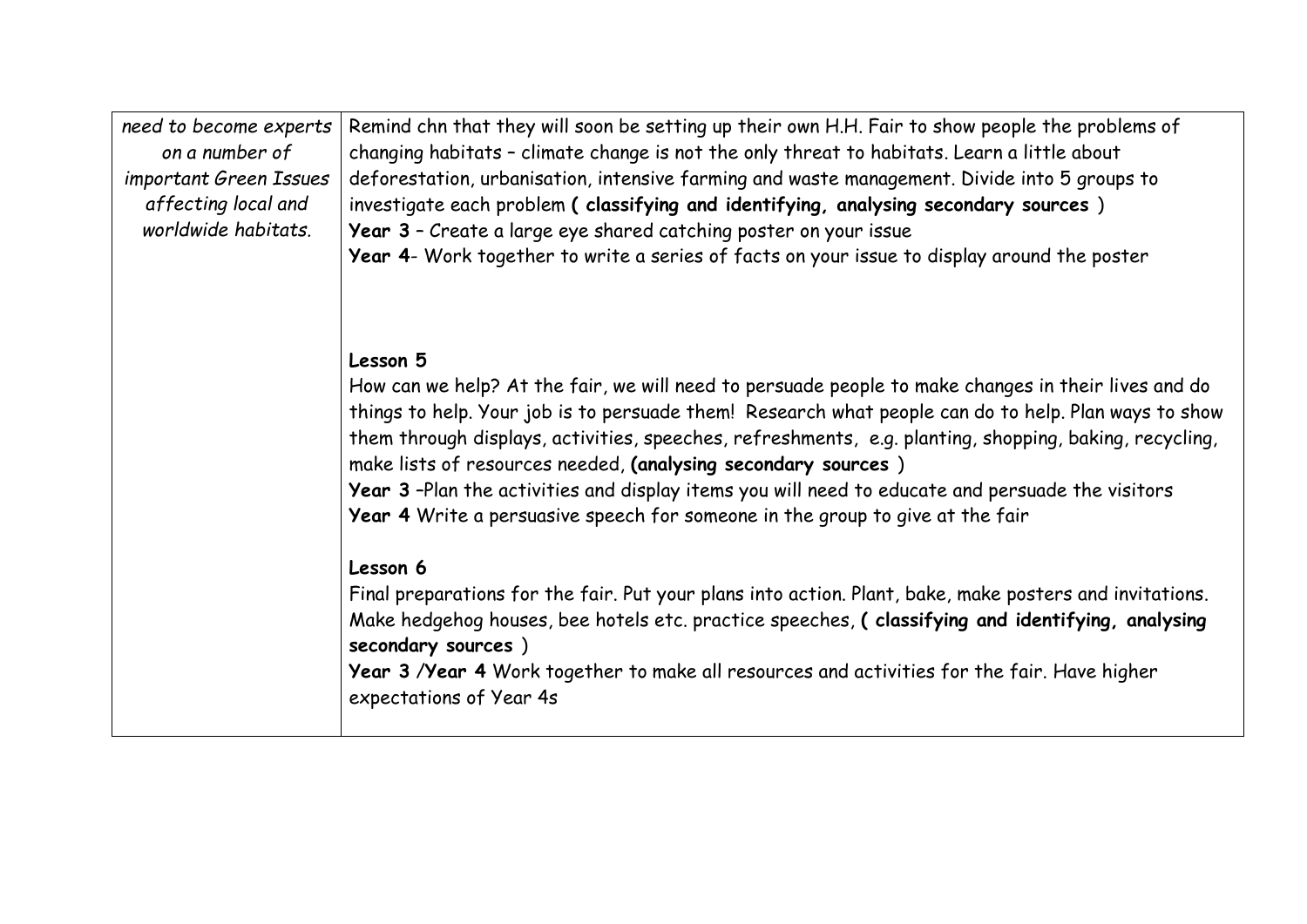| | |
|---|---|
| *need to become experts on a number of important Green Issues affecting local and worldwide habitats.* | Remind chn that they will soon be setting up their own H.H. Fair to show people the problems of changing habitats – climate change is not the only threat to habitats. Learn a little about deforestation, urbanisation, intensive farming and waste management. Divide into 5 groups to investigate each problem **( classifying and identifying, analysing secondary sources** )<br>**Year 3** – Create a large eye shared catching poster on your issue<br>**Year 4**- Work together to write a series of facts on your issue to display around the poster<br><br>**Lesson 5**<br>How can we help? At the fair, we will need to persuade people to make changes in their lives and do things to help. Your job is to persuade them! Research what people can do to help. Plan ways to show them through displays, activities, speeches, refreshments, e.g. planting, shopping, baking, recycling, make lists of resources needed, **(analysing secondary sources** )<br>**Year 3** –Plan the activities and display items you will need to educate and persuade the visitors<br>**Year 4** Write a persuasive speech for someone in the group to give at the fair<br><br>**Lesson 6**<br>Final preparations for the fair. Put your plans into action. Plant, bake, make posters and invitations. Make hedgehog houses, bee hotels etc. practice speeches, **( classifying and identifying, analysing secondary sources** )<br>**Year 3** /**Year 4** Work together to make all resources and activities for the fair. Have higher expectations of Year 4s |